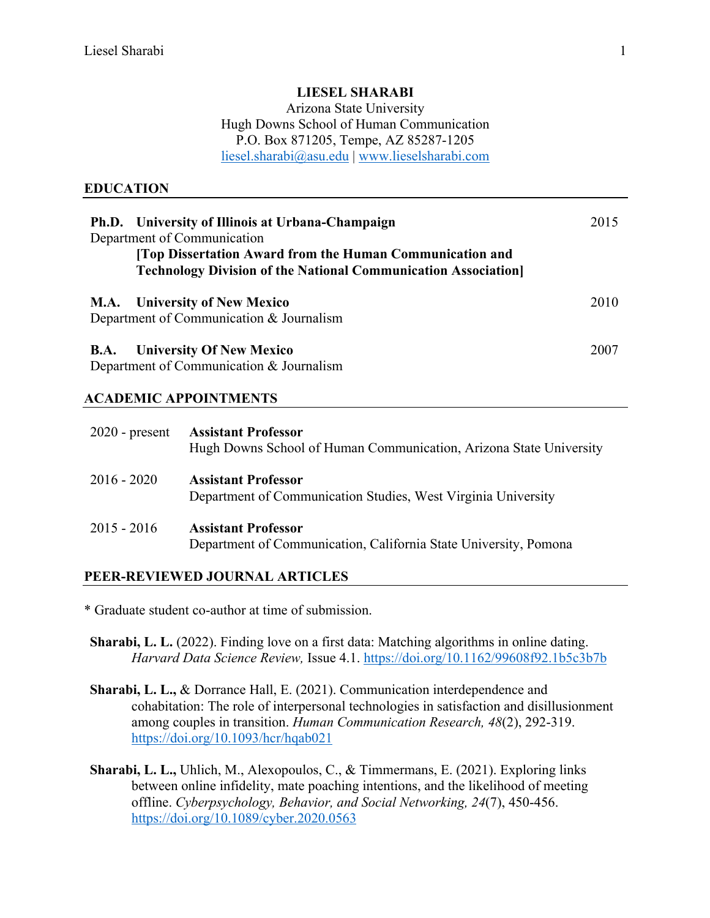# LIESEL SHARABI

Arizona State University
Hugh Downs School of Human Communication
P.O. Box 871205, Tempe, AZ 85287-1205
liesel.sharabi@asu.edu | www.lieselsharabi.com

## EDUCATION

**Ph.D. University of Illinois at Urbana-Champaign** — 2015
Department of Communication
**[Top Dissertation Award from the Human Communication and Technology Division of the National Communication Association]**

**M.A. University of New Mexico** — 2010
Department of Communication & Journalism

**B.A. University Of New Mexico** — 2007
Department of Communication & Journalism

## ACADEMIC APPOINTMENTS

2020 - present — **Assistant Professor**
Hugh Downs School of Human Communication, Arizona State University

2016 - 2020 — **Assistant Professor**
Department of Communication Studies, West Virginia University

2015 - 2016 — **Assistant Professor**
Department of Communication, California State University, Pomona

## PEER-REVIEWED JOURNAL ARTICLES

* Graduate student co-author at time of submission.

**Sharabi, L. L.** (2022). Finding love on a first data: Matching algorithms in online dating. *Harvard Data Science Review,* Issue 4.1. https://doi.org/10.1162/99608f92.1b5c3b7b

**Sharabi, L. L.,** & Dorrance Hall, E. (2021). Communication interdependence and cohabitation: The role of interpersonal technologies in satisfaction and disillusionment among couples in transition. *Human Communication Research, 48*(2), 292-319. https://doi.org/10.1093/hcr/hqab021

**Sharabi, L. L.,** Uhlich, M., Alexopoulos, C., & Timmermans, E. (2021). Exploring links between online infidelity, mate poaching intentions, and the likelihood of meeting offline. *Cyberpsychology, Behavior, and Social Networking, 24*(7), 450-456. https://doi.org/10.1089/cyber.2020.0563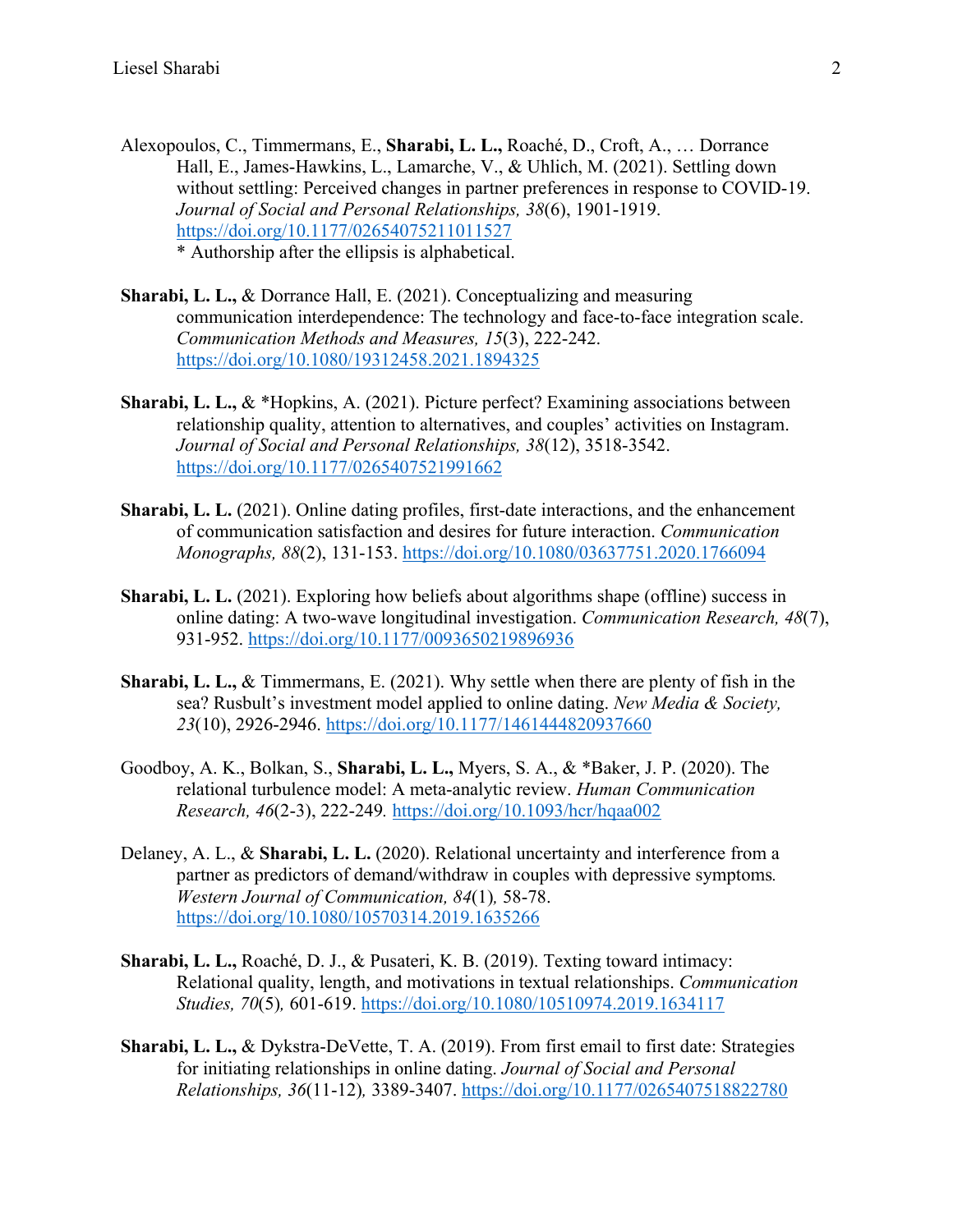Alexopoulos, C., Timmermans, E., **Sharabi, L. L.,** Roaché, D., Croft, A., … Dorrance Hall, E., James-Hawkins, L., Lamarche, V., & Uhlich, M. (2021). Settling down without settling: Perceived changes in partner preferences in response to COVID-19. *Journal of Social and Personal Relationships, 38*(6), 1901-1919. https://doi.org/10.1177/02654075211011527
* Authorship after the ellipsis is alphabetical.

**Sharabi, L. L.,** & Dorrance Hall, E. (2021). Conceptualizing and measuring communication interdependence: The technology and face-to-face integration scale. *Communication Methods and Measures, 15*(3), 222-242. https://doi.org/10.1080/19312458.2021.1894325

**Sharabi, L. L.,** & *Hopkins, A. (2021). Picture perfect? Examining associations between relationship quality, attention to alternatives, and couples' activities on Instagram. *Journal of Social and Personal Relationships, 38*(12), 3518-3542. https://doi.org/10.1177/0265407521991662

**Sharabi, L. L.** (2021). Online dating profiles, first-date interactions, and the enhancement of communication satisfaction and desires for future interaction. *Communication Monographs, 88*(2), 131-153. https://doi.org/10.1080/03637751.2020.1766094

**Sharabi, L. L.** (2021). Exploring how beliefs about algorithms shape (offline) success in online dating: A two-wave longitudinal investigation. *Communication Research, 48*(7), 931-952. https://doi.org/10.1177/0093650219896936

**Sharabi, L. L.,** & Timmermans, E. (2021). Why settle when there are plenty of fish in the sea? Rusbult's investment model applied to online dating. *New Media & Society, 23*(10), 2926-2946. https://doi.org/10.1177/1461444820937660

Goodboy, A. K., Bolkan, S., **Sharabi, L. L.,** Myers, S. A., & *Baker, J. P. (2020). The relational turbulence model: A meta-analytic review. *Human Communication Research, 46*(2-3), 222-249*.* https://doi.org/10.1093/hcr/hqaa002

Delaney, A. L., & **Sharabi, L. L.** (2020). Relational uncertainty and interference from a partner as predictors of demand/withdraw in couples with depressive symptoms*. Western Journal of Communication, 84*(1)*,* 58-78. https://doi.org/10.1080/10570314.2019.1635266

**Sharabi, L. L.,** Roaché, D. J., & Pusateri, K. B. (2019). Texting toward intimacy: Relational quality, length, and motivations in textual relationships. *Communication Studies, 70*(5)*,* 601-619. https://doi.org/10.1080/10510974.2019.1634117

**Sharabi, L. L.,** & Dykstra-DeVette, T. A. (2019). From first email to first date: Strategies for initiating relationships in online dating. *Journal of Social and Personal Relationships, 36*(11-12)*,* 3389-3407. https://doi.org/10.1177/0265407518822780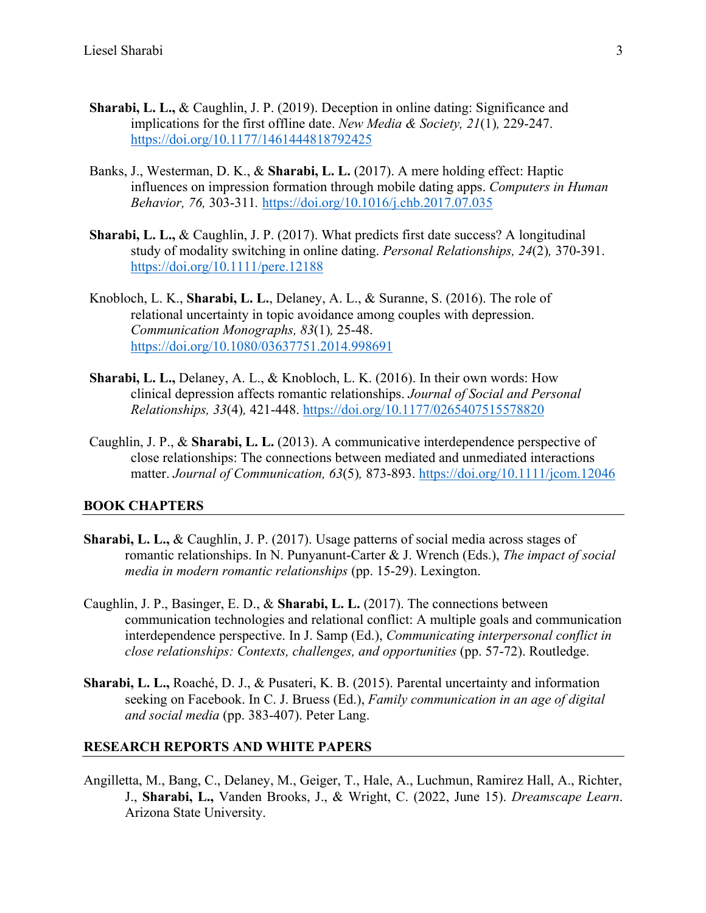**Sharabi, L. L.,** & Caughlin, J. P. (2019). Deception in online dating: Significance and implications for the first offline date. *New Media & Society, 21*(1)*,* 229-247. https://doi.org/10.1177/1461444818792425

Banks, J., Westerman, D. K., & **Sharabi, L. L.** (2017). A mere holding effect: Haptic influences on impression formation through mobile dating apps. *Computers in Human Behavior, 76,* 303-311. https://doi.org/10.1016/j.chb.2017.07.035

**Sharabi, L. L.,** & Caughlin, J. P. (2017). What predicts first date success? A longitudinal study of modality switching in online dating. *Personal Relationships, 24*(2)*,* 370-391. https://doi.org/10.1111/pere.12188

Knobloch, L. K., **Sharabi, L. L.**, Delaney, A. L., & Suranne, S. (2016). The role of relational uncertainty in topic avoidance among couples with depression. *Communication Monographs, 83*(1)*,* 25-48. https://doi.org/10.1080/03637751.2014.998691

**Sharabi, L. L.,** Delaney, A. L., & Knobloch, L. K. (2016). In their own words: How clinical depression affects romantic relationships. *Journal of Social and Personal Relationships, 33*(4)*,* 421-448. https://doi.org/10.1177/0265407515578820

Caughlin, J. P., & **Sharabi, L. L.** (2013). A communicative interdependence perspective of close relationships: The connections between mediated and unmediated interactions matter. *Journal of Communication, 63*(5)*,* 873-893. https://doi.org/10.1111/jcom.12046

## BOOK CHAPTERS

**Sharabi, L. L.,** & Caughlin, J. P. (2017). Usage patterns of social media across stages of romantic relationships. In N. Punyanunt-Carter & J. Wrench (Eds.), *The impact of social media in modern romantic relationships* (pp. 15-29). Lexington.

Caughlin, J. P., Basinger, E. D., & **Sharabi, L. L.** (2017). The connections between communication technologies and relational conflict: A multiple goals and communication interdependence perspective. In J. Samp (Ed.), *Communicating interpersonal conflict in close relationships: Contexts, challenges, and opportunities* (pp. 57-72). Routledge.

**Sharabi, L. L.,** Roaché, D. J., & Pusateri, K. B. (2015). Parental uncertainty and information seeking on Facebook. In C. J. Bruess (Ed.), *Family communication in an age of digital and social media* (pp. 383-407). Peter Lang.

## RESEARCH REPORTS AND WHITE PAPERS

Angilletta, M., Bang, C., Delaney, M., Geiger, T., Hale, A., Luchmun, Ramirez Hall, A., Richter, J., **Sharabi, L.,** Vanden Brooks, J., & Wright, C. (2022, June 15). *Dreamscape Learn*. Arizona State University.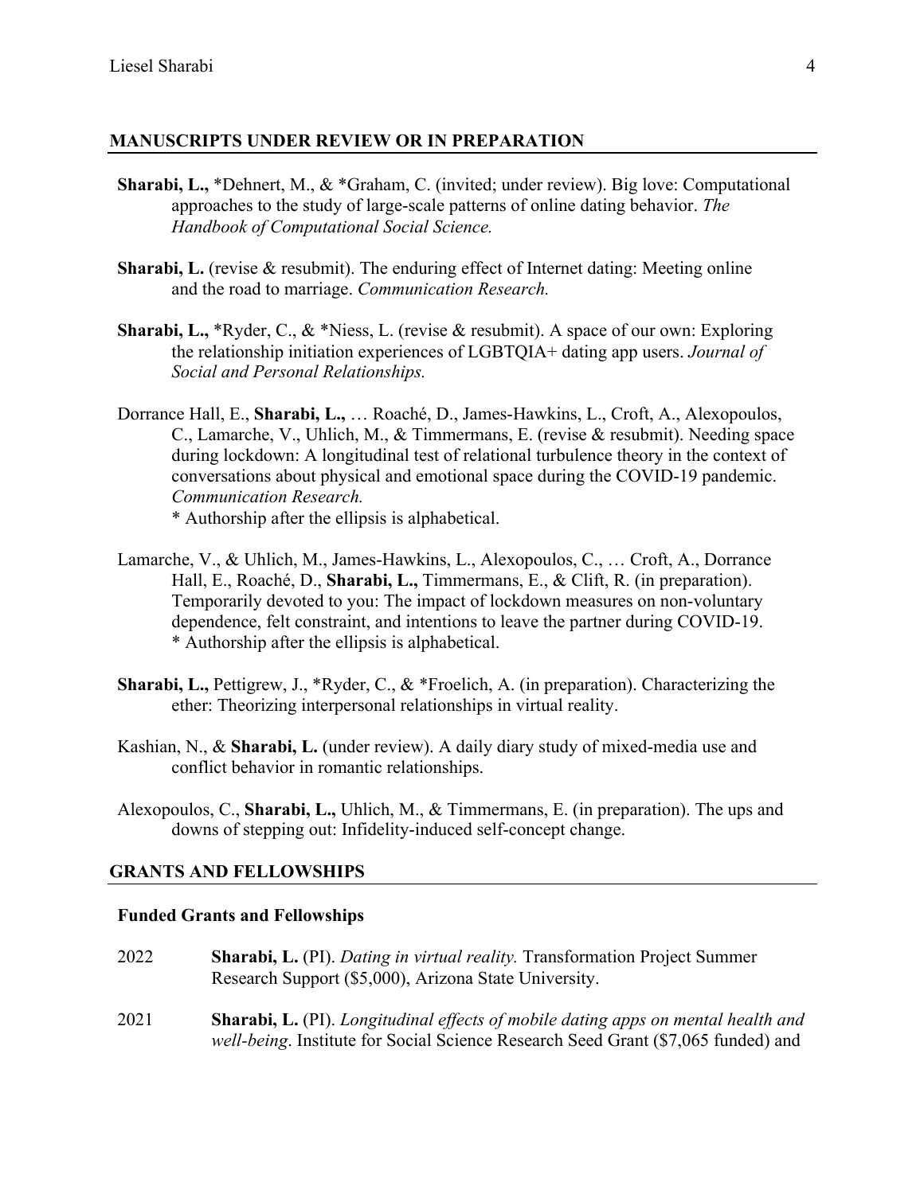## MANUSCRIPTS UNDER REVIEW OR IN PREPARATION

**Sharabi, L.,** *Dehnert, M., & *Graham, C. (invited; under review). Big love: Computational approaches to the study of large-scale patterns of online dating behavior. *The Handbook of Computational Social Science.*

**Sharabi, L.** (revise & resubmit). The enduring effect of Internet dating: Meeting online and the road to marriage. *Communication Research.*

**Sharabi, L.,** *Ryder, C., & *Niess, L. (revise & resubmit). A space of our own: Exploring the relationship initiation experiences of LGBTQIA+ dating app users. *Journal of Social and Personal Relationships.*

Dorrance Hall, E., **Sharabi, L.,** … Roaché, D., James-Hawkins, L., Croft, A., Alexopoulos, C., Lamarche, V., Uhlich, M., & Timmermans, E. (revise & resubmit). Needing space during lockdown: A longitudinal test of relational turbulence theory in the context of conversations about physical and emotional space during the COVID-19 pandemic. *Communication Research.*
\* Authorship after the ellipsis is alphabetical.

Lamarche, V., & Uhlich, M., James-Hawkins, L., Alexopoulos, C., … Croft, A., Dorrance Hall, E., Roaché, D., **Sharabi, L.,** Timmermans, E., & Clift, R. (in preparation). Temporarily devoted to you: The impact of lockdown measures on non-voluntary dependence, felt constraint, and intentions to leave the partner during COVID-19.
\* Authorship after the ellipsis is alphabetical.

**Sharabi, L.,** Pettigrew, J., *Ryder, C., & *Froelich, A. (in preparation). Characterizing the ether: Theorizing interpersonal relationships in virtual reality.

Kashian, N., & **Sharabi, L.** (under review). A daily diary study of mixed-media use and conflict behavior in romantic relationships.

Alexopoulos, C., **Sharabi, L.,** Uhlich, M., & Timmermans, E. (in preparation). The ups and downs of stepping out: Infidelity-induced self-concept change.

## GRANTS AND FELLOWSHIPS

### Funded Grants and Fellowships

2022 **Sharabi, L.** (PI). *Dating in virtual reality.* Transformation Project Summer Research Support ($5,000), Arizona State University.

2021 **Sharabi, L.** (PI). *Longitudinal effects of mobile dating apps on mental health and well-being*. Institute for Social Science Research Seed Grant ($7,065 funded) and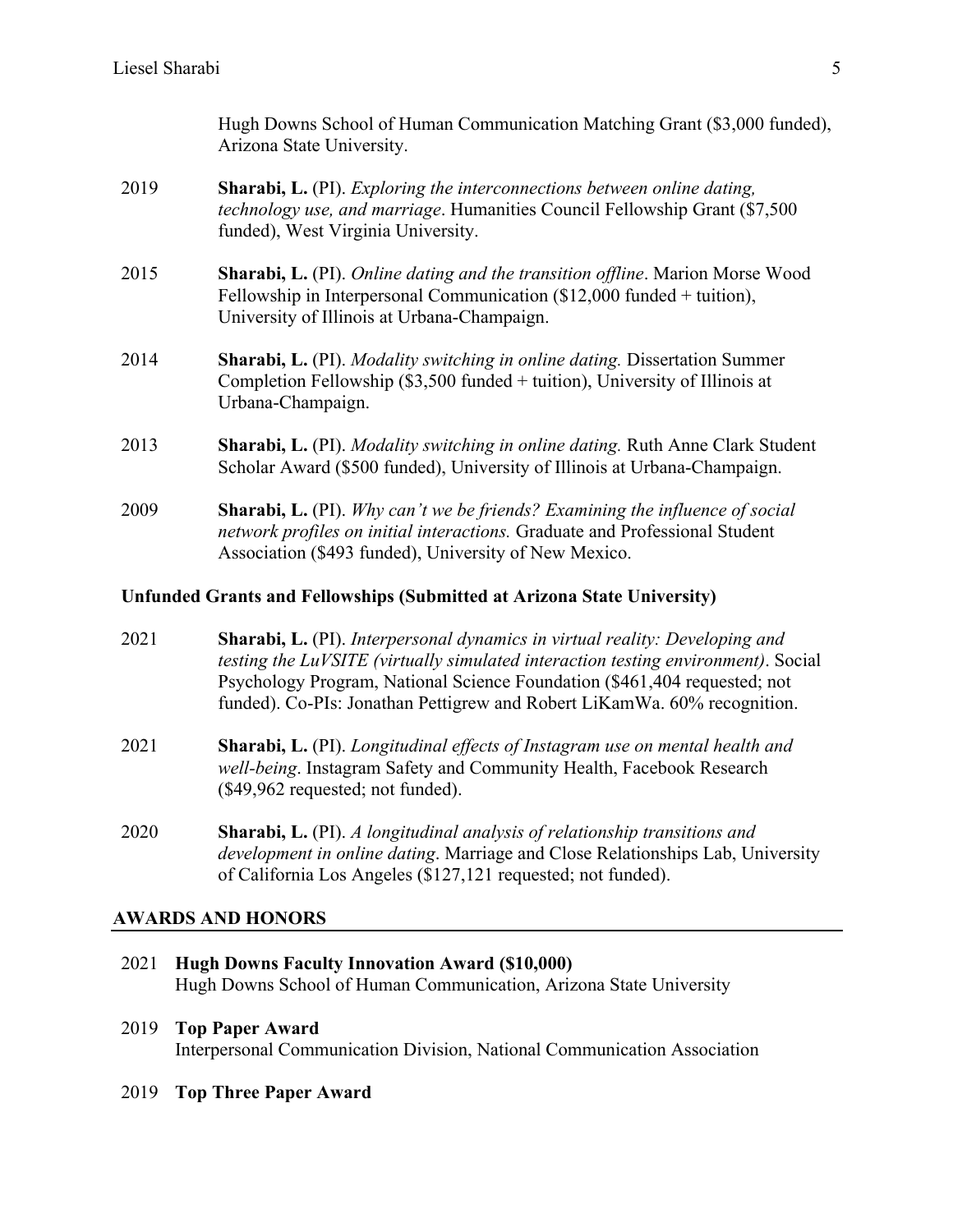Hugh Downs School of Human Communication Matching Grant ($3,000 funded), Arizona State University.

2019 **Sharabi, L.** (PI). *Exploring the interconnections between online dating, technology use, and marriage*. Humanities Council Fellowship Grant ($7,500 funded), West Virginia University.

2015 **Sharabi, L.** (PI). *Online dating and the transition offline*. Marion Morse Wood Fellowship in Interpersonal Communication ($12,000 funded + tuition), University of Illinois at Urbana-Champaign.

2014 **Sharabi, L.** (PI). *Modality switching in online dating.* Dissertation Summer Completion Fellowship ($3,500 funded + tuition), University of Illinois at Urbana-Champaign.

2013 **Sharabi, L.** (PI). *Modality switching in online dating.* Ruth Anne Clark Student Scholar Award ($500 funded), University of Illinois at Urbana-Champaign.

2009 **Sharabi, L.** (PI). *Why can't we be friends? Examining the influence of social network profiles on initial interactions.* Graduate and Professional Student Association ($493 funded), University of New Mexico.

### Unfunded Grants and Fellowships (Submitted at Arizona State University)

2021 **Sharabi, L.** (PI). *Interpersonal dynamics in virtual reality: Developing and testing the LuVSITE (virtually simulated interaction testing environment)*. Social Psychology Program, National Science Foundation ($461,404 requested; not funded). Co-PIs: Jonathan Pettigrew and Robert LiKamWa. 60% recognition.

2021 **Sharabi, L.** (PI). *Longitudinal effects of Instagram use on mental health and well-being*. Instagram Safety and Community Health, Facebook Research ($49,962 requested; not funded).

2020 **Sharabi, L.** (PI). *A longitudinal analysis of relationship transitions and development in online dating*. Marriage and Close Relationships Lab, University of California Los Angeles ($127,121 requested; not funded).

## AWARDS AND HONORS

2021 **Hugh Downs Faculty Innovation Award ($10,000)**
Hugh Downs School of Human Communication, Arizona State University

2019 **Top Paper Award**
Interpersonal Communication Division, National Communication Association

2019 **Top Three Paper Award**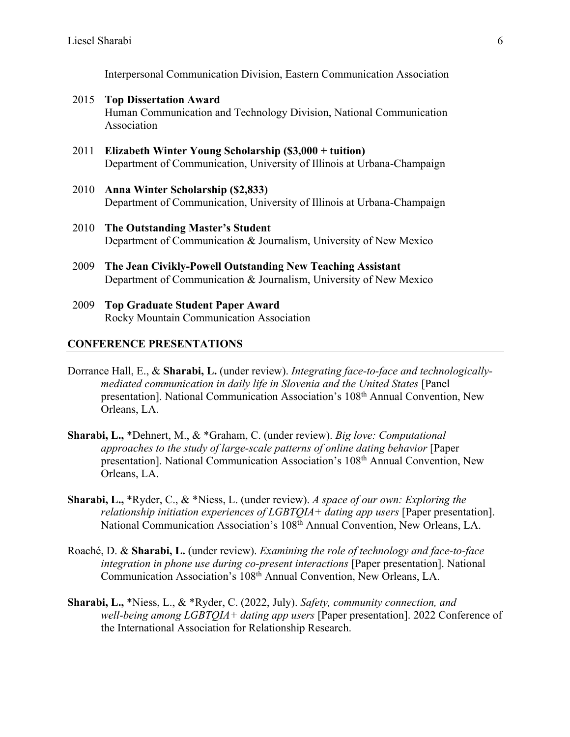Interpersonal Communication Division, Eastern Communication Association

2015 **Top Dissertation Award**
Human Communication and Technology Division, National Communication Association

2011 **Elizabeth Winter Young Scholarship ($3,000 + tuition)**
Department of Communication, University of Illinois at Urbana-Champaign

2010 **Anna Winter Scholarship ($2,833)**
Department of Communication, University of Illinois at Urbana-Champaign

2010 **The Outstanding Master's Student**
Department of Communication & Journalism, University of New Mexico

2009 **The Jean Civikly-Powell Outstanding New Teaching Assistant**
Department of Communication & Journalism, University of New Mexico

2009 **Top Graduate Student Paper Award**
Rocky Mountain Communication Association

## CONFERENCE PRESENTATIONS

Dorrance Hall, E., & **Sharabi, L.** (under review). *Integrating face-to-face and technologically-mediated communication in daily life in Slovenia and the United States* [Panel presentation]. National Communication Association's 108th Annual Convention, New Orleans, LA.

**Sharabi, L.,** *Dehnert, M., & *Graham, C. (under review). *Big love: Computational approaches to the study of large-scale patterns of online dating behavior* [Paper presentation]. National Communication Association's 108th Annual Convention, New Orleans, LA.

**Sharabi, L.,** *Ryder, C., & *Niess, L. (under review). *A space of our own: Exploring the relationship initiation experiences of LGBTQIA+ dating app users* [Paper presentation]. National Communication Association's 108th Annual Convention, New Orleans, LA.

Roaché, D. & **Sharabi, L.** (under review). *Examining the role of technology and face-to-face integration in phone use during co-present interactions* [Paper presentation]. National Communication Association's 108th Annual Convention, New Orleans, LA.

**Sharabi, L.,** *Niess, L., & *Ryder, C. (2022, July). *Safety, community connection, and well-being among LGBTQIA+ dating app users* [Paper presentation]. 2022 Conference of the International Association for Relationship Research.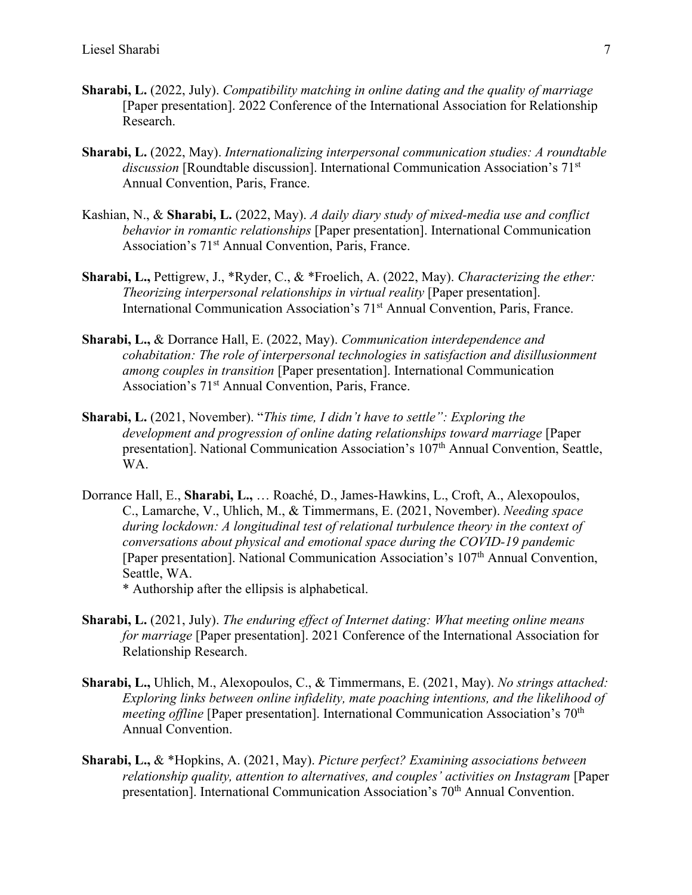**Sharabi, L.** (2022, July). *Compatibility matching in online dating and the quality of marriage* [Paper presentation]. 2022 Conference of the International Association for Relationship Research.

**Sharabi, L.** (2022, May). *Internationalizing interpersonal communication studies: A roundtable discussion* [Roundtable discussion]. International Communication Association's 71st Annual Convention, Paris, France.

Kashian, N., & **Sharabi, L.** (2022, May). *A daily diary study of mixed-media use and conflict behavior in romantic relationships* [Paper presentation]. International Communication Association's 71st Annual Convention, Paris, France.

**Sharabi, L.,** Pettigrew, J., *Ryder, C., & *Froelich, A. (2022, May). *Characterizing the ether: Theorizing interpersonal relationships in virtual reality* [Paper presentation]. International Communication Association's 71st Annual Convention, Paris, France.

**Sharabi, L.,** & Dorrance Hall, E. (2022, May). *Communication interdependence and cohabitation: The role of interpersonal technologies in satisfaction and disillusionment among couples in transition* [Paper presentation]. International Communication Association's 71st Annual Convention, Paris, France.

**Sharabi, L.** (2021, November). "*This time, I didn't have to settle": Exploring the development and progression of online dating relationships toward marriage* [Paper presentation]. National Communication Association's 107th Annual Convention, Seattle, WA.

Dorrance Hall, E., **Sharabi, L.,** … Roaché, D., James-Hawkins, L., Croft, A., Alexopoulos, C., Lamarche, V., Uhlich, M., & Timmermans, E. (2021, November). *Needing space during lockdown: A longitudinal test of relational turbulence theory in the context of conversations about physical and emotional space during the COVID-19 pandemic* [Paper presentation]. National Communication Association's 107th Annual Convention, Seattle, WA.
* Authorship after the ellipsis is alphabetical.

**Sharabi, L.** (2021, July). *The enduring effect of Internet dating: What meeting online means for marriage* [Paper presentation]. 2021 Conference of the International Association for Relationship Research.

**Sharabi, L.,** Uhlich, M., Alexopoulos, C., & Timmermans, E. (2021, May). *No strings attached: Exploring links between online infidelity, mate poaching intentions, and the likelihood of meeting offline* [Paper presentation]. International Communication Association's 70th Annual Convention.

**Sharabi, L.,** & *Hopkins, A. (2021, May). *Picture perfect? Examining associations between relationship quality, attention to alternatives, and couples' activities on Instagram* [Paper presentation]. International Communication Association's 70th Annual Convention.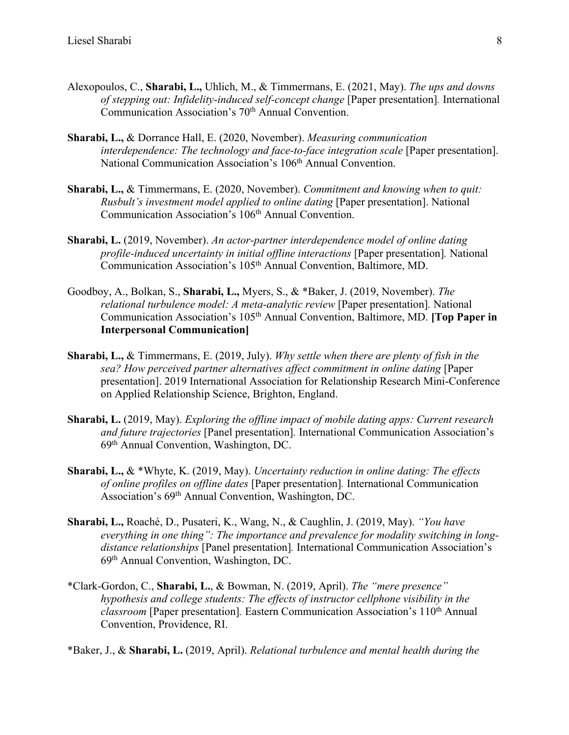Alexopoulos, C., **Sharabi, L.,** Uhlich, M., & Timmermans, E. (2021, May). *The ups and downs of stepping out: Infidelity-induced self-concept change* [Paper presentation]. International Communication Association's 70th Annual Convention.

**Sharabi, L.,** & Dorrance Hall, E. (2020, November). *Measuring communication interdependence: The technology and face-to-face integration scale* [Paper presentation]. National Communication Association's 106th Annual Convention.

**Sharabi, L.,** & Timmermans, E. (2020, November). *Commitment and knowing when to quit: Rusbult's investment model applied to online dating* [Paper presentation]. National Communication Association's 106th Annual Convention.

**Sharabi, L.** (2019, November). *An actor-partner interdependence model of online dating profile-induced uncertainty in initial offline interactions* [Paper presentation]. National Communication Association's 105th Annual Convention, Baltimore, MD.

Goodboy, A., Bolkan, S., **Sharabi, L.,** Myers, S., & *Baker, J. (2019, November). *The relational turbulence model: A meta-analytic review* [Paper presentation]. National Communication Association's 105th Annual Convention, Baltimore, MD. **[Top Paper in Interpersonal Communication]**

**Sharabi, L.,** & Timmermans, E. (2019, July). *Why settle when there are plenty of fish in the sea? How perceived partner alternatives affect commitment in online dating* [Paper presentation]. 2019 International Association for Relationship Research Mini-Conference on Applied Relationship Science, Brighton, England.

**Sharabi, L.** (2019, May). *Exploring the offline impact of mobile dating apps: Current research and future trajectories* [Panel presentation]. International Communication Association's 69th Annual Convention, Washington, DC.

**Sharabi, L.,** & *Whyte, K. (2019, May). *Uncertainty reduction in online dating: The effects of online profiles on offline dates* [Paper presentation]. International Communication Association's 69th Annual Convention, Washington, DC.

**Sharabi, L.,** Roaché, D., Pusateri, K., Wang, N., & Caughlin, J. (2019, May). *"You have everything in one thing": The importance and prevalence for modality switching in long-distance relationships* [Panel presentation]. International Communication Association's 69th Annual Convention, Washington, DC.

*Clark-Gordon, C., **Sharabi, L.**, & Bowman, N. (2019, April). *The "mere presence" hypothesis and college students: The effects of instructor cellphone visibility in the classroom* [Paper presentation]. Eastern Communication Association's 110th Annual Convention, Providence, RI.

*Baker, J., & **Sharabi, L.** (2019, April). *Relational turbulence and mental health during the*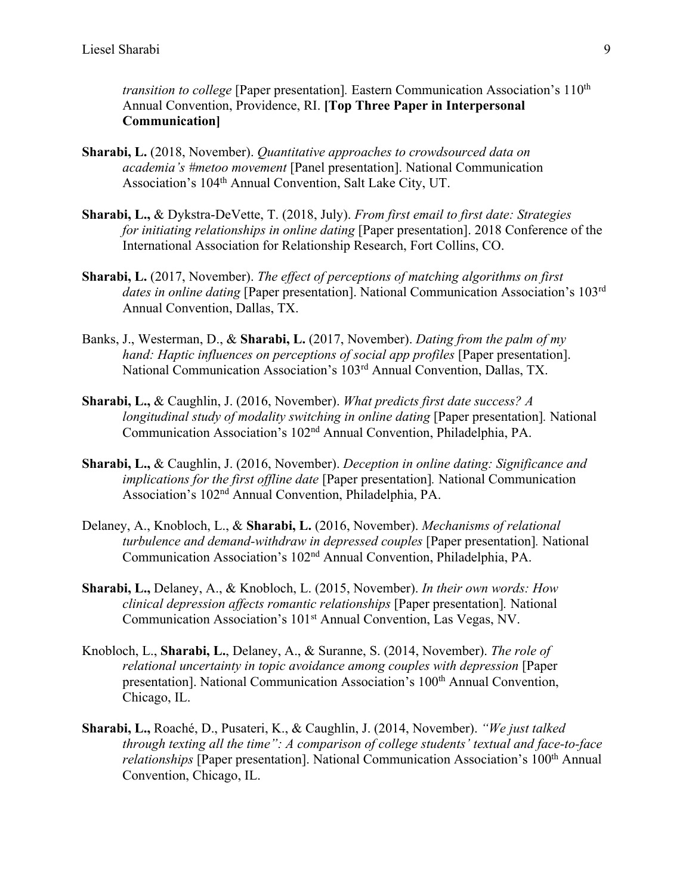*transition to college* [Paper presentation]. Eastern Communication Association's 110th Annual Convention, Providence, RI. **[Top Three Paper in Interpersonal Communication]**

**Sharabi, L.** (2018, November). *Quantitative approaches to crowdsourced data on academia's #metoo movement* [Panel presentation]. National Communication Association's 104th Annual Convention, Salt Lake City, UT.

**Sharabi, L.,** & Dykstra-DeVette, T. (2018, July). *From first email to first date: Strategies for initiating relationships in online dating* [Paper presentation]. 2018 Conference of the International Association for Relationship Research, Fort Collins, CO.

**Sharabi, L.** (2017, November). *The effect of perceptions of matching algorithms on first dates in online dating* [Paper presentation]. National Communication Association's 103rd Annual Convention, Dallas, TX.

Banks, J., Westerman, D., & **Sharabi, L.** (2017, November). *Dating from the palm of my hand: Haptic influences on perceptions of social app profiles* [Paper presentation]. National Communication Association's 103rd Annual Convention, Dallas, TX.

**Sharabi, L.,** & Caughlin, J. (2016, November). *What predicts first date success? A longitudinal study of modality switching in online dating* [Paper presentation]. National Communication Association's 102nd Annual Convention, Philadelphia, PA.

**Sharabi, L.,** & Caughlin, J. (2016, November). *Deception in online dating: Significance and implications for the first offline date* [Paper presentation]. National Communication Association's 102nd Annual Convention, Philadelphia, PA.

Delaney, A., Knobloch, L., & **Sharabi, L.** (2016, November). *Mechanisms of relational turbulence and demand-withdraw in depressed couples* [Paper presentation]. National Communication Association's 102nd Annual Convention, Philadelphia, PA.

**Sharabi, L.,** Delaney, A., & Knobloch, L. (2015, November). *In their own words: How clinical depression affects romantic relationships* [Paper presentation]. National Communication Association's 101st Annual Convention, Las Vegas, NV.

Knobloch, L., **Sharabi, L.**, Delaney, A., & Suranne, S. (2014, November). *The role of relational uncertainty in topic avoidance among couples with depression* [Paper presentation]. National Communication Association's 100th Annual Convention, Chicago, IL.

**Sharabi, L.,** Roaché, D., Pusateri, K., & Caughlin, J. (2014, November). *"We just talked through texting all the time": A comparison of college students' textual and face-to-face relationships* [Paper presentation]. National Communication Association's 100th Annual Convention, Chicago, IL.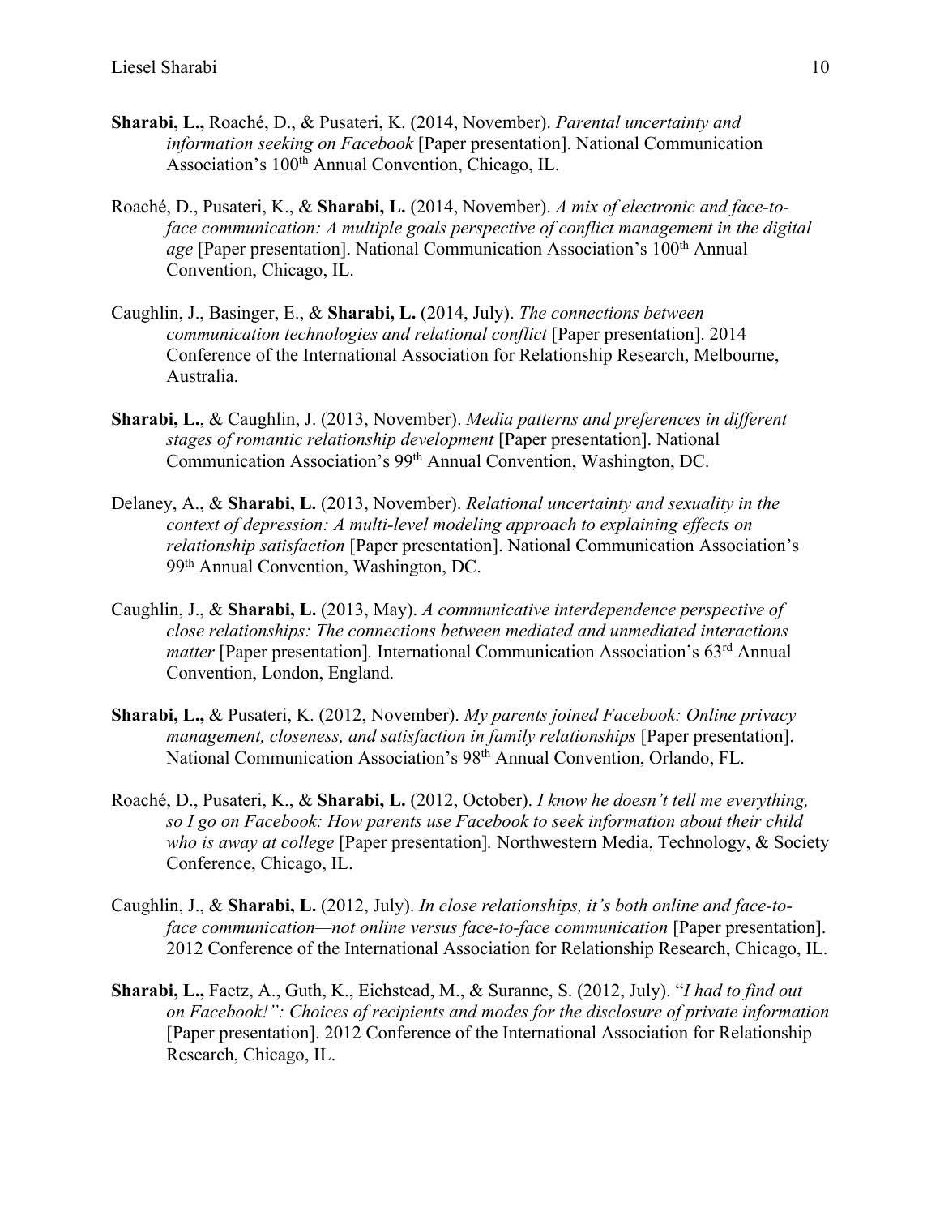**Sharabi, L.,** Roaché, D., & Pusateri, K. (2014, November). *Parental uncertainty and information seeking on Facebook* [Paper presentation]. National Communication Association's 100th Annual Convention, Chicago, IL.

Roaché, D., Pusateri, K., & **Sharabi, L.** (2014, November). *A mix of electronic and face-to-face communication: A multiple goals perspective of conflict management in the digital age* [Paper presentation]. National Communication Association's 100th Annual Convention, Chicago, IL.

Caughlin, J., Basinger, E., & **Sharabi, L.** (2014, July). *The connections between communication technologies and relational conflict* [Paper presentation]. 2014 Conference of the International Association for Relationship Research, Melbourne, Australia.

**Sharabi, L.**, & Caughlin, J. (2013, November). *Media patterns and preferences in different stages of romantic relationship development* [Paper presentation]. National Communication Association's 99th Annual Convention, Washington, DC.

Delaney, A., & **Sharabi, L.** (2013, November). *Relational uncertainty and sexuality in the context of depression: A multi-level modeling approach to explaining effects on relationship satisfaction* [Paper presentation]. National Communication Association's 99th Annual Convention, Washington, DC.

Caughlin, J., & **Sharabi, L.** (2013, May). *A communicative interdependence perspective of close relationships: The connections between mediated and unmediated interactions matter* [Paper presentation]. International Communication Association's 63rd Annual Convention, London, England.

**Sharabi, L.,** & Pusateri, K. (2012, November). *My parents joined Facebook: Online privacy management, closeness, and satisfaction in family relationships* [Paper presentation]. National Communication Association's 98th Annual Convention, Orlando, FL.

Roaché, D., Pusateri, K., & **Sharabi, L.** (2012, October). *I know he doesn't tell me everything, so I go on Facebook: How parents use Facebook to seek information about their child who is away at college* [Paper presentation]. Northwestern Media, Technology, & Society Conference, Chicago, IL.

Caughlin, J., & **Sharabi, L.** (2012, July). *In close relationships, it's both online and face-to-face communication—not online versus face-to-face communication* [Paper presentation]. 2012 Conference of the International Association for Relationship Research, Chicago, IL.

**Sharabi, L.,** Faetz, A., Guth, K., Eichstead, M., & Suranne, S. (2012, July). "*I had to find out on Facebook!": Choices of recipients and modes for the disclosure of private information* [Paper presentation]. 2012 Conference of the International Association for Relationship Research, Chicago, IL.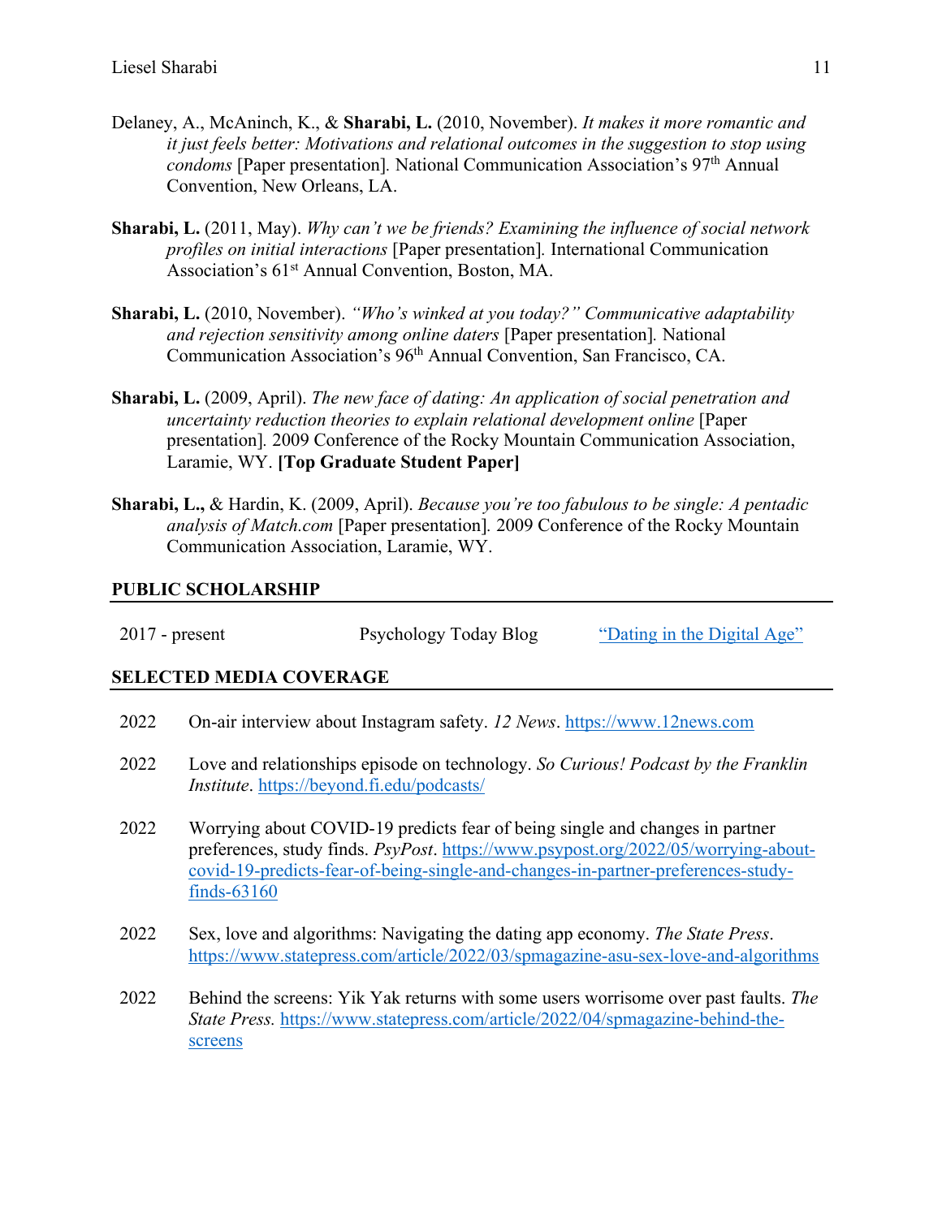Delaney, A., McAninch, K., & **Sharabi, L.** (2010, November). *It makes it more romantic and it just feels better: Motivations and relational outcomes in the suggestion to stop using condoms* [Paper presentation]. National Communication Association's 97th Annual Convention, New Orleans, LA.

**Sharabi, L.** (2011, May). *Why can't we be friends? Examining the influence of social network profiles on initial interactions* [Paper presentation]. International Communication Association's 61st Annual Convention, Boston, MA.

**Sharabi, L.** (2010, November). *"Who's winked at you today?" Communicative adaptability and rejection sensitivity among online daters* [Paper presentation]. National Communication Association's 96th Annual Convention, San Francisco, CA.

**Sharabi, L.** (2009, April). *The new face of dating: An application of social penetration and uncertainty reduction theories to explain relational development online* [Paper presentation]. 2009 Conference of the Rocky Mountain Communication Association, Laramie, WY. **[Top Graduate Student Paper]**

**Sharabi, L.,** & Hardin, K. (2009, April). *Because you're too fabulous to be single: A pentadic analysis of Match.com* [Paper presentation]. 2009 Conference of the Rocky Mountain Communication Association, Laramie, WY.

## PUBLIC SCHOLARSHIP

2017 - present    Psychology Today Blog    "Dating in the Digital Age"

## SELECTED MEDIA COVERAGE

2022 On-air interview about Instagram safety. *12 News*. https://www.12news.com

2022 Love and relationships episode on technology. *So Curious! Podcast by the Franklin Institute*. https://beyond.fi.edu/podcasts/

2022 Worrying about COVID-19 predicts fear of being single and changes in partner preferences, study finds. *PsyPost*. https://www.psypost.org/2022/05/worrying-about-covid-19-predicts-fear-of-being-single-and-changes-in-partner-preferences-study-finds-63160

2022 Sex, love and algorithms: Navigating the dating app economy. *The State Press*. https://www.statepress.com/article/2022/03/spmagazine-asu-sex-love-and-algorithms

2022 Behind the screens: Yik Yak returns with some users worrisome over past faults. *The State Press.* https://www.statepress.com/article/2022/04/spmagazine-behind-the-screens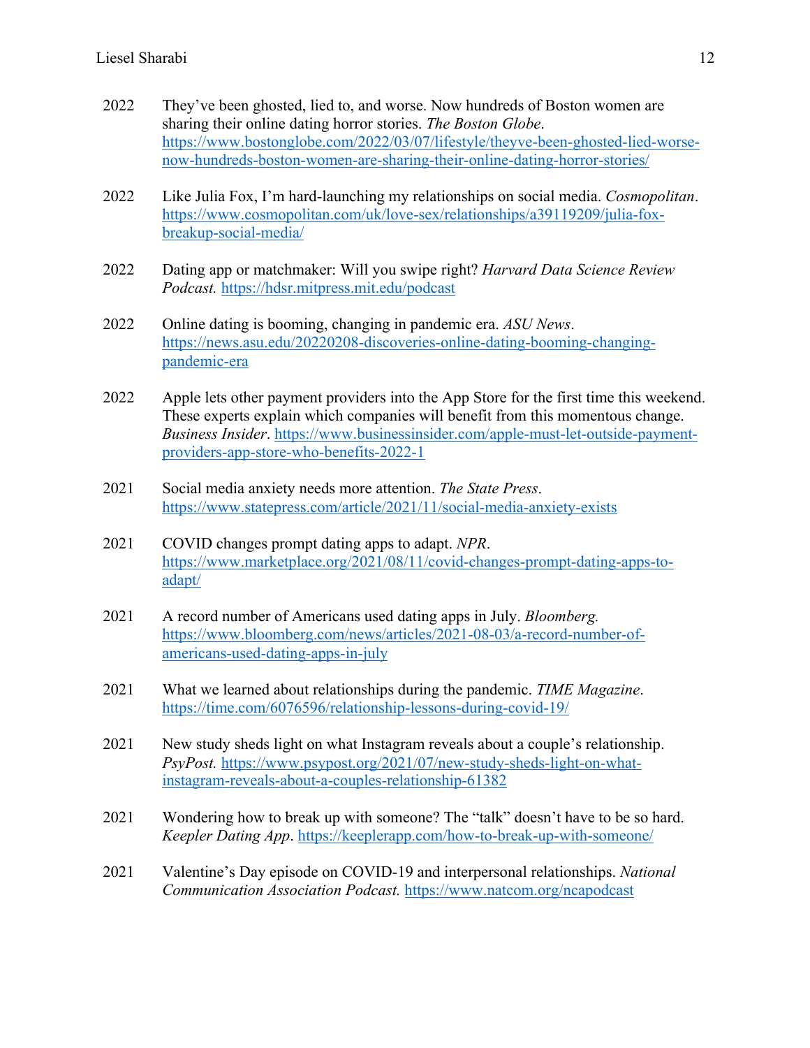2022 They've been ghosted, lied to, and worse. Now hundreds of Boston women are sharing their online dating horror stories. *The Boston Globe*. https://www.bostonglobe.com/2022/03/07/lifestyle/theyve-been-ghosted-lied-worse-now-hundreds-boston-women-are-sharing-their-online-dating-horror-stories/

2022 Like Julia Fox, I'm hard-launching my relationships on social media. *Cosmopolitan*. https://www.cosmopolitan.com/uk/love-sex/relationships/a39119209/julia-fox-breakup-social-media/

2022 Dating app or matchmaker: Will you swipe right? *Harvard Data Science Review Podcast.* https://hdsr.mitpress.mit.edu/podcast

2022 Online dating is booming, changing in pandemic era. *ASU News*. https://news.asu.edu/20220208-discoveries-online-dating-booming-changing-pandemic-era

2022 Apple lets other payment providers into the App Store for the first time this weekend. These experts explain which companies will benefit from this momentous change. *Business Insider*. https://www.businessinsider.com/apple-must-let-outside-payment-providers-app-store-who-benefits-2022-1

2021 Social media anxiety needs more attention. *The State Press*. https://www.statepress.com/article/2021/11/social-media-anxiety-exists

2021 COVID changes prompt dating apps to adapt. *NPR*. https://www.marketplace.org/2021/08/11/covid-changes-prompt-dating-apps-to-adapt/

2021 A record number of Americans used dating apps in July. *Bloomberg.* https://www.bloomberg.com/news/articles/2021-08-03/a-record-number-of-americans-used-dating-apps-in-july

2021 What we learned about relationships during the pandemic. *TIME Magazine*. https://time.com/6076596/relationship-lessons-during-covid-19/

2021 New study sheds light on what Instagram reveals about a couple's relationship. *PsyPost.* https://www.psypost.org/2021/07/new-study-sheds-light-on-what-instagram-reveals-about-a-couples-relationship-61382

2021 Wondering how to break up with someone? The "talk" doesn't have to be so hard. *Keepler Dating App*. https://keeplerapp.com/how-to-break-up-with-someone/

2021 Valentine's Day episode on COVID-19 and interpersonal relationships. *National Communication Association Podcast.* https://www.natcom.org/ncapodcast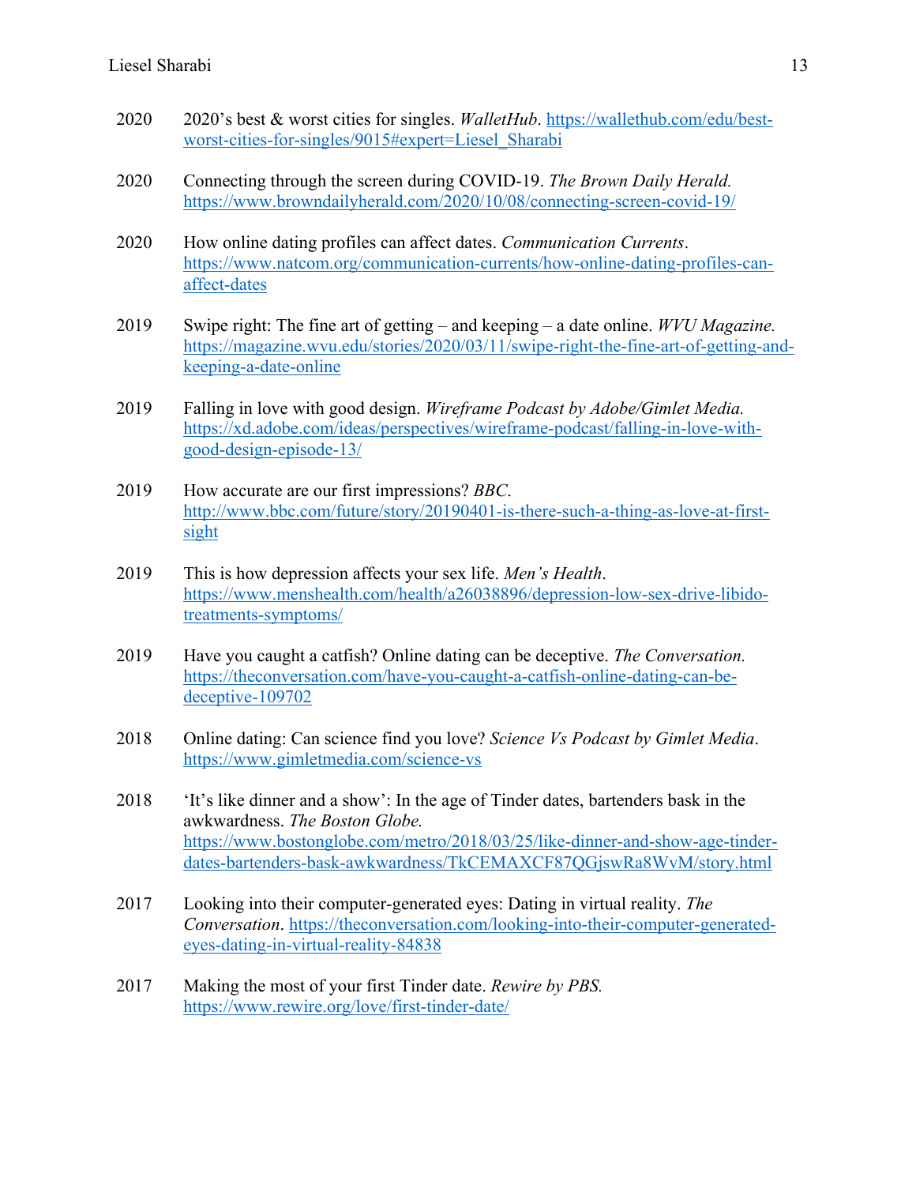2020 2020's best & worst cities for singles. *WalletHub*. https://wallethub.com/edu/best-worst-cities-for-singles/9015#expert=Liesel_Sharabi

2020 Connecting through the screen during COVID-19. *The Brown Daily Herald.* https://www.browndailyherald.com/2020/10/08/connecting-screen-covid-19/

2020 How online dating profiles can affect dates. *Communication Currents*. https://www.natcom.org/communication-currents/how-online-dating-profiles-can-affect-dates

2019 Swipe right: The fine art of getting – and keeping – a date online. *WVU Magazine.* https://magazine.wvu.edu/stories/2020/03/11/swipe-right-the-fine-art-of-getting-and-keeping-a-date-online

2019 Falling in love with good design. *Wireframe Podcast by Adobe/Gimlet Media.* https://xd.adobe.com/ideas/perspectives/wireframe-podcast/falling-in-love-with-good-design-episode-13/

2019 How accurate are our first impressions? *BBC*. http://www.bbc.com/future/story/20190401-is-there-such-a-thing-as-love-at-first-sight

2019 This is how depression affects your sex life. *Men's Health*. https://www.menshealth.com/health/a26038896/depression-low-sex-drive-libido-treatments-symptoms/

2019 Have you caught a catfish? Online dating can be deceptive. *The Conversation.* https://theconversation.com/have-you-caught-a-catfish-online-dating-can-be-deceptive-109702

2018 Online dating: Can science find you love? *Science Vs Podcast by Gimlet Media*. https://www.gimletmedia.com/science-vs

2018 'It's like dinner and a show': In the age of Tinder dates, bartenders bask in the awkwardness. *The Boston Globe.* https://www.bostonglobe.com/metro/2018/03/25/like-dinner-and-show-age-tinder-dates-bartenders-bask-awkwardness/TkCEMAXCF87QGjswRa8WvM/story.html

2017 Looking into their computer-generated eyes: Dating in virtual reality. *The Conversation*. https://theconversation.com/looking-into-their-computer-generated-eyes-dating-in-virtual-reality-84838

2017 Making the most of your first Tinder date. *Rewire by PBS.* https://www.rewire.org/love/first-tinder-date/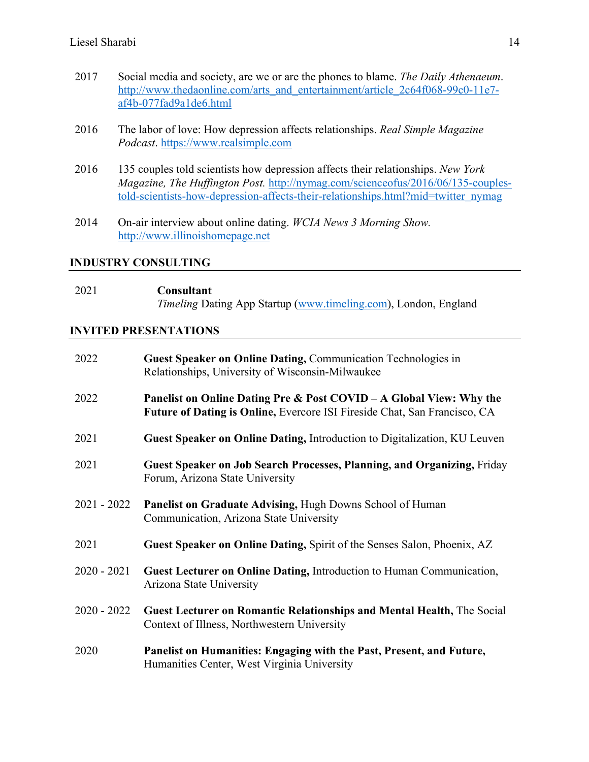2017 Social media and society, are we or are the phones to blame. *The Daily Athenaeum*. http://www.thedaonline.com/arts_and_entertainment/article_2c64f068-99c0-11e7-af4b-077fad9a1de6.html

2016 The labor of love: How depression affects relationships. *Real Simple Magazine Podcast*. https://www.realsimple.com

2016 135 couples told scientists how depression affects their relationships. *New York Magazine, The Huffington Post.* http://nymag.com/scienceofus/2016/06/135-couples-told-scientists-how-depression-affects-their-relationships.html?mid=twitter_nymag

2014 On-air interview about online dating. *WCIA News 3 Morning Show.* http://www.illinoishomepage.net

## INDUSTRY CONSULTING

2021 **Consultant**
*Timeling* Dating App Startup (www.timeling.com), London, England

## INVITED PRESENTATIONS

2022 **Guest Speaker on Online Dating,** Communication Technologies in Relationships, University of Wisconsin-Milwaukee

2022 **Panelist on Online Dating Pre & Post COVID – A Global View: Why the Future of Dating is Online,** Evercore ISI Fireside Chat, San Francisco, CA

2021 **Guest Speaker on Online Dating,** Introduction to Digitalization, KU Leuven

2021 **Guest Speaker on Job Search Processes, Planning, and Organizing,** Friday Forum, Arizona State University

2021 - 2022 **Panelist on Graduate Advising,** Hugh Downs School of Human Communication, Arizona State University

2021 **Guest Speaker on Online Dating,** Spirit of the Senses Salon, Phoenix, AZ

2020 - 2021 **Guest Lecturer on Online Dating,** Introduction to Human Communication, Arizona State University

2020 - 2022 **Guest Lecturer on Romantic Relationships and Mental Health,** The Social Context of Illness, Northwestern University

2020 **Panelist on Humanities: Engaging with the Past, Present, and Future,** Humanities Center, West Virginia University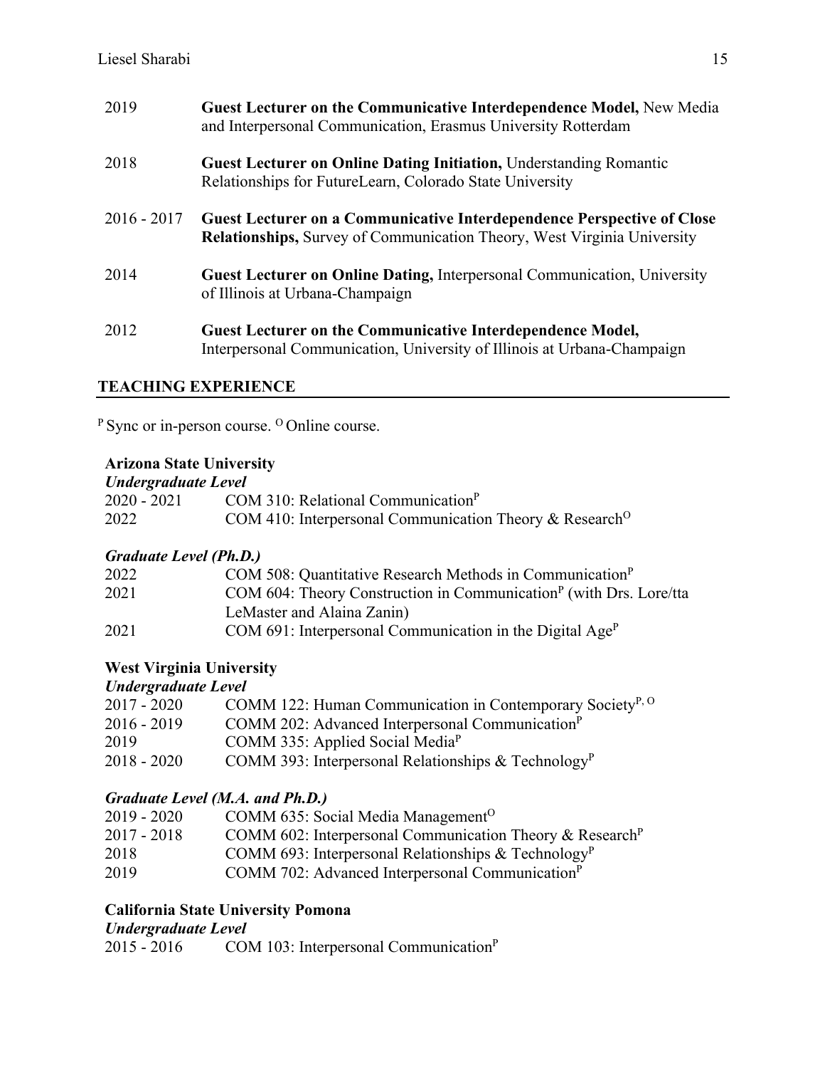2019 **Guest Lecturer on the Communicative Interdependence Model,** New Media and Interpersonal Communication, Erasmus University Rotterdam

2018 **Guest Lecturer on Online Dating Initiation,** Understanding Romantic Relationships for FutureLearn, Colorado State University

2016 - 2017 **Guest Lecturer on a Communicative Interdependence Perspective of Close Relationships,** Survey of Communication Theory, West Virginia University

2014 **Guest Lecturer on Online Dating,** Interpersonal Communication, University of Illinois at Urbana-Champaign

2012 **Guest Lecturer on the Communicative Interdependence Model,** Interpersonal Communication, University of Illinois at Urbana-Champaign

## TEACHING EXPERIENCE

[P] Sync or in-person course. [O] Online course.

**Arizona State University**

***Undergraduate Level***

2020 - 2021 COM 310: Relational Communication[P]

2022 COM 410: Interpersonal Communication Theory & Research[O]

***Graduate Level (Ph.D.)***

2022 COM 508: Quantitative Research Methods in Communication[P]

2021 COM 604: Theory Construction in Communication[P] (with Drs. Lore/tta LeMaster and Alaina Zanin)

2021 COM 691: Interpersonal Communication in the Digital Age[P]

**West Virginia University**

***Undergraduate Level***

2017 - 2020 COMM 122: Human Communication in Contemporary Society[P, O]

2016 - 2019 COMM 202: Advanced Interpersonal Communication[P]

2019 COMM 335: Applied Social Media[P]

2018 - 2020 COMM 393: Interpersonal Relationships & Technology[P]

***Graduate Level (M.A. and Ph.D.)***

2019 - 2020 COMM 635: Social Media Management[O]

2017 - 2018 COMM 602: Interpersonal Communication Theory & Research[P]

2018 COMM 693: Interpersonal Relationships & Technology[P]

2019 COMM 702: Advanced Interpersonal Communication[P]

**California State University Pomona**

***Undergraduate Level***

2015 - 2016 COM 103: Interpersonal Communication[P]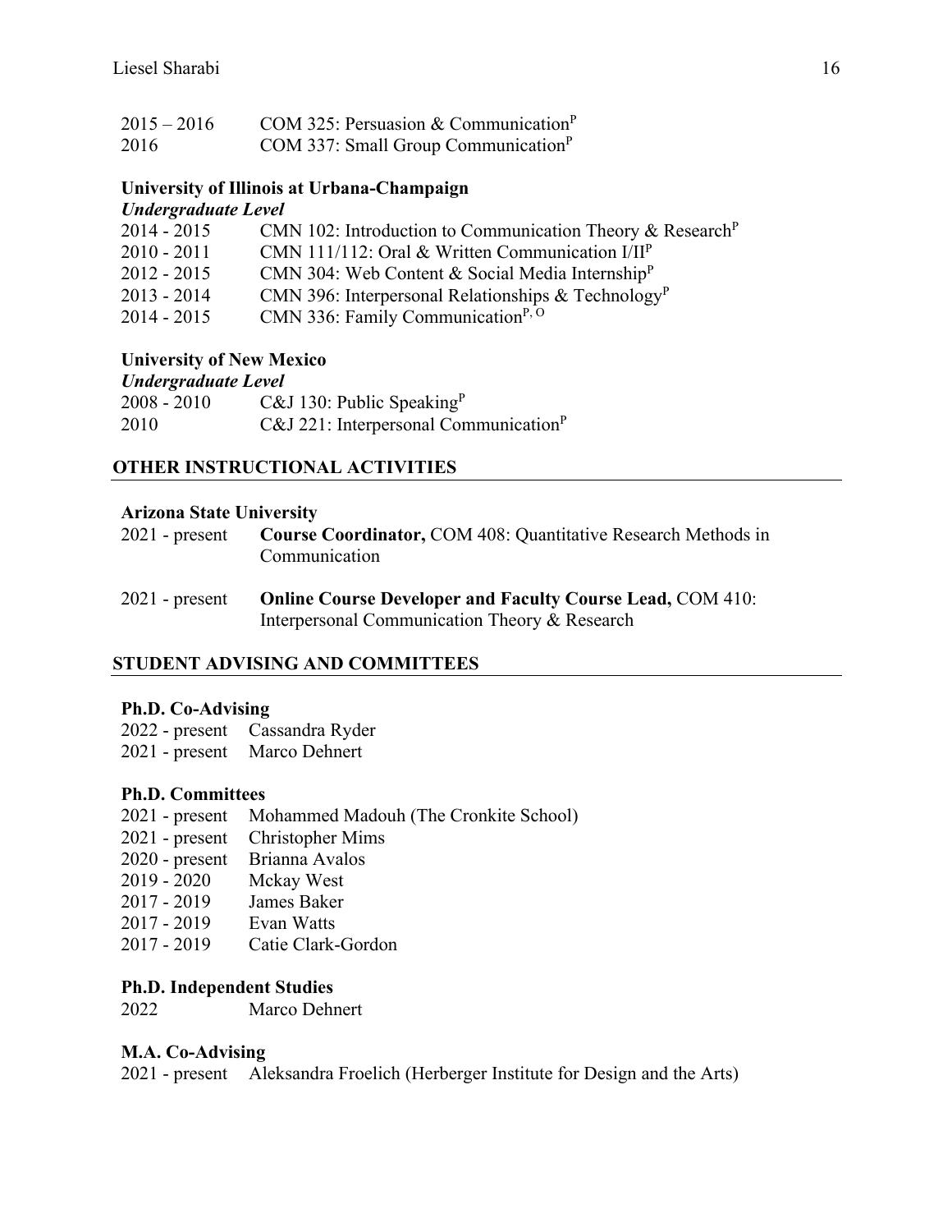2015 – 2016 COM 325: Persuasion & Communication[P]
2016 COM 337: Small Group Communication[P]

**University of Illinois at Urbana-Champaign**
***Undergraduate Level***

2014 - 2015 CMN 102: Introduction to Communication Theory & Research[P]
2010 - 2011 CMN 111/112: Oral & Written Communication I/II[P]
2012 - 2015 CMN 304: Web Content & Social Media Internship[P]
2013 - 2014 CMN 396: Interpersonal Relationships & Technology[P]
2014 - 2015 CMN 336: Family Communication[P, O]

**University of New Mexico**
***Undergraduate Level***

2008 - 2010 C&J 130: Public Speaking[P]
2010 C&J 221: Interpersonal Communication[P]

## OTHER INSTRUCTIONAL ACTIVITIES

**Arizona State University**

2021 - present **Course Coordinator,** COM 408: Quantitative Research Methods in Communication

2021 - present **Online Course Developer and Faculty Course Lead,** COM 410: Interpersonal Communication Theory & Research

## STUDENT ADVISING AND COMMITTEES

**Ph.D. Co-Advising**

2022 - present Cassandra Ryder
2021 - present Marco Dehnert

**Ph.D. Committees**

2021 - present Mohammed Madouh (The Cronkite School)
2021 - present Christopher Mims
2020 - present Brianna Avalos
2019 - 2020 Mckay West
2017 - 2019 James Baker
2017 - 2019 Evan Watts
2017 - 2019 Catie Clark-Gordon

**Ph.D. Independent Studies**

2022 Marco Dehnert

**M.A. Co-Advising**

2021 - present Aleksandra Froelich (Herberger Institute for Design and the Arts)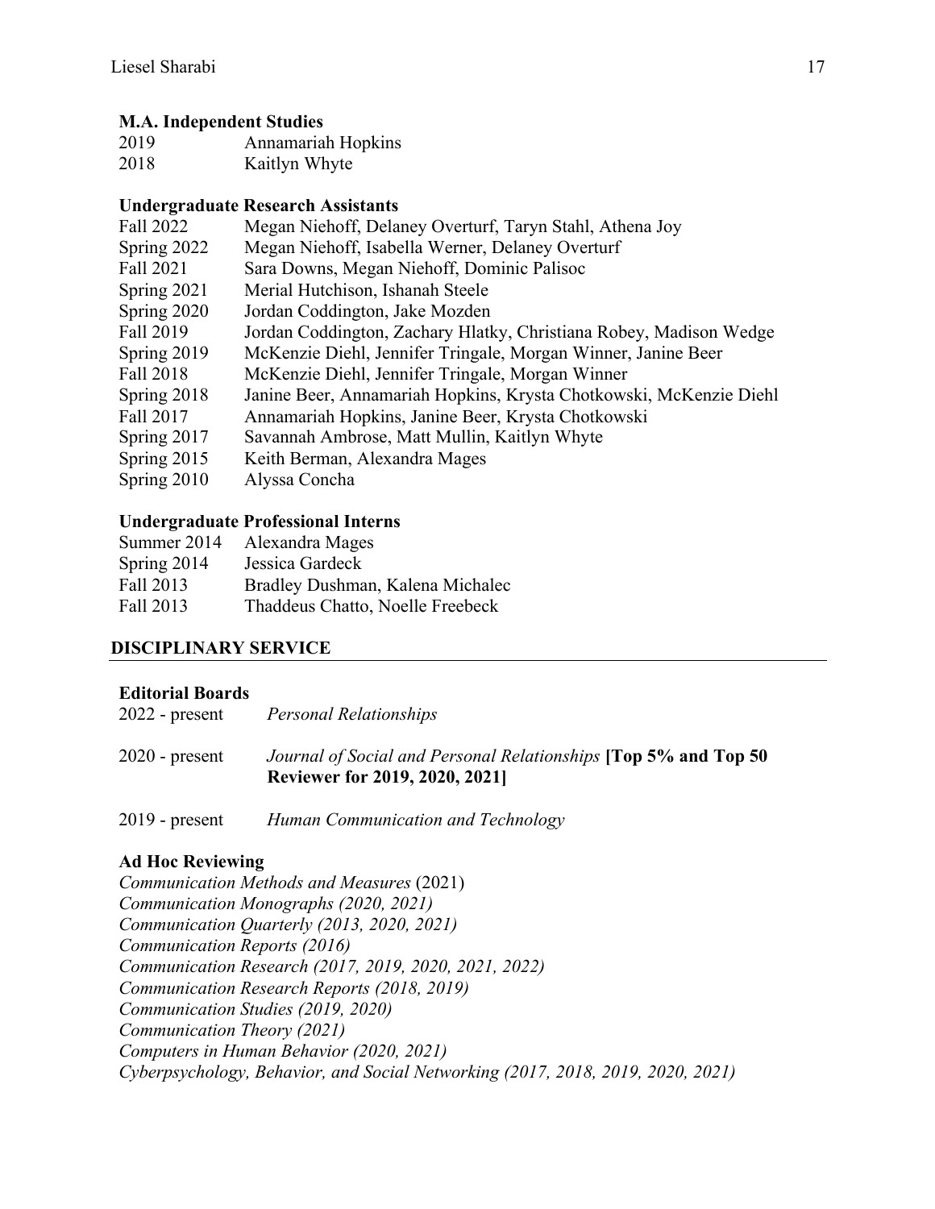**M.A. Independent Studies**

| | |
|---|---|
| 2019 | Annamariah Hopkins |
| 2018 | Kaitlyn Whyte |

**Undergraduate Research Assistants**

| | |
|---|---|
| Fall 2022 | Megan Niehoff, Delaney Overturf, Taryn Stahl, Athena Joy |
| Spring 2022 | Megan Niehoff, Isabella Werner, Delaney Overturf |
| Fall 2021 | Sara Downs, Megan Niehoff, Dominic Palisoc |
| Spring 2021 | Merial Hutchison, Ishanah Steele |
| Spring 2020 | Jordan Coddington, Jake Mozden |
| Fall 2019 | Jordan Coddington, Zachary Hlatky, Christiana Robey, Madison Wedge |
| Spring 2019 | McKenzie Diehl, Jennifer Tringale, Morgan Winner, Janine Beer |
| Fall 2018 | McKenzie Diehl, Jennifer Tringale, Morgan Winner |
| Spring 2018 | Janine Beer, Annamariah Hopkins, Krysta Chotkowski, McKenzie Diehl |
| Fall 2017 | Annamariah Hopkins, Janine Beer, Krysta Chotkowski |
| Spring 2017 | Savannah Ambrose, Matt Mullin, Kaitlyn Whyte |
| Spring 2015 | Keith Berman, Alexandra Mages |
| Spring 2010 | Alyssa Concha |

**Undergraduate Professional Interns**

| | |
|---|---|
| Summer 2014 | Alexandra Mages |
| Spring 2014 | Jessica Gardeck |
| Fall 2013 | Bradley Dushman, Kalena Michalec |
| Fall 2013 | Thaddeus Chatto, Noelle Freebeck |

## DISCIPLINARY SERVICE

**Editorial Boards**

| | |
|---|---|
| 2022 - present | *Personal Relationships* |
| 2020 - present | *Journal of Social and Personal Relationships* **[Top 5% and Top 50 Reviewer for 2019, 2020, 2021]** |
| 2019 - present | *Human Communication and Technology* |

**Ad Hoc Reviewing**

*Communication Methods and Measures* (2021)
*Communication Monographs (2020, 2021)*
*Communication Quarterly (2013, 2020, 2021)*
*Communication Reports (2016)*
*Communication Research (2017, 2019, 2020, 2021, 2022)*
*Communication Research Reports (2018, 2019)*
*Communication Studies (2019, 2020)*
*Communication Theory (2021)*
*Computers in Human Behavior (2020, 2021)*
*Cyberpsychology, Behavior, and Social Networking (2017, 2018, 2019, 2020, 2021)*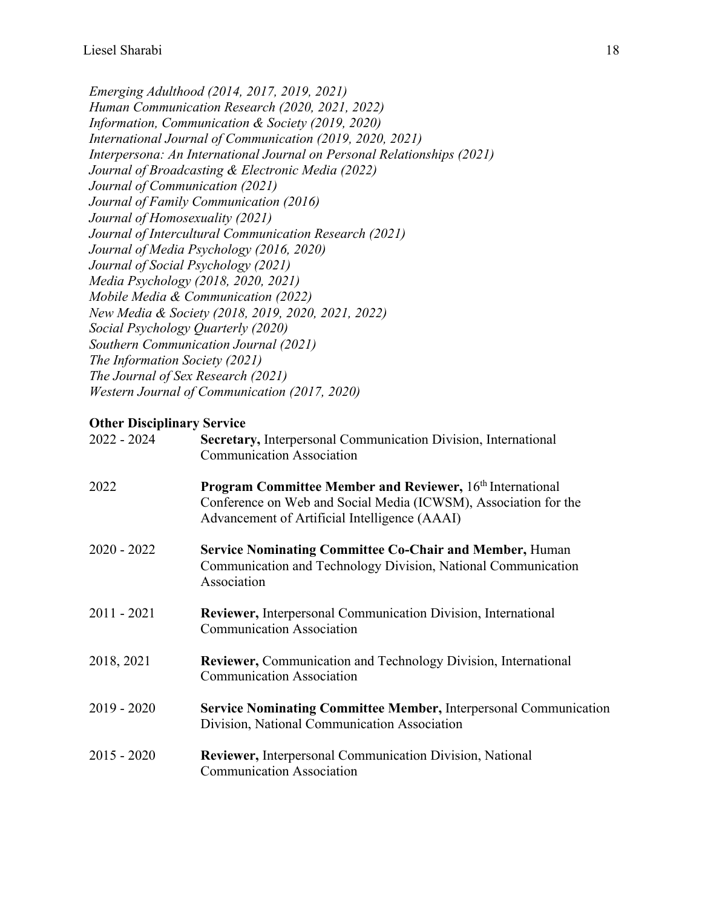*Emerging Adulthood (2014, 2017, 2019, 2021)*
*Human Communication Research (2020, 2021, 2022)*
*Information, Communication & Society (2019, 2020)*
*International Journal of Communication (2019, 2020, 2021)*
*Interpersona: An International Journal on Personal Relationships (2021)*
*Journal of Broadcasting & Electronic Media (2022)*
*Journal of Communication (2021)*
*Journal of Family Communication (2016)*
*Journal of Homosexuality (2021)*
*Journal of Intercultural Communication Research (2021)*
*Journal of Media Psychology (2016, 2020)*
*Journal of Social Psychology (2021)*
*Media Psychology (2018, 2020, 2021)*
*Mobile Media & Communication (2022)*
*New Media & Society (2018, 2019, 2020, 2021, 2022)*
*Social Psychology Quarterly (2020)*
*Southern Communication Journal (2021)*
*The Information Society (2021)*
*The Journal of Sex Research (2021)*
*Western Journal of Communication (2017, 2020)*

**Other Disciplinary Service**

2022 - 2024 — **Secretary,** Interpersonal Communication Division, International Communication Association

2022 — **Program Committee Member and Reviewer,** 16th International Conference on Web and Social Media (ICWSM), Association for the Advancement of Artificial Intelligence (AAAI)

2020 - 2022 — **Service Nominating Committee Co-Chair and Member,** Human Communication and Technology Division, National Communication Association

2011 - 2021 — **Reviewer,** Interpersonal Communication Division, International Communication Association

2018, 2021 — **Reviewer,** Communication and Technology Division, International Communication Association

2019 - 2020 — **Service Nominating Committee Member,** Interpersonal Communication Division, National Communication Association

2015 - 2020 — **Reviewer,** Interpersonal Communication Division, National Communication Association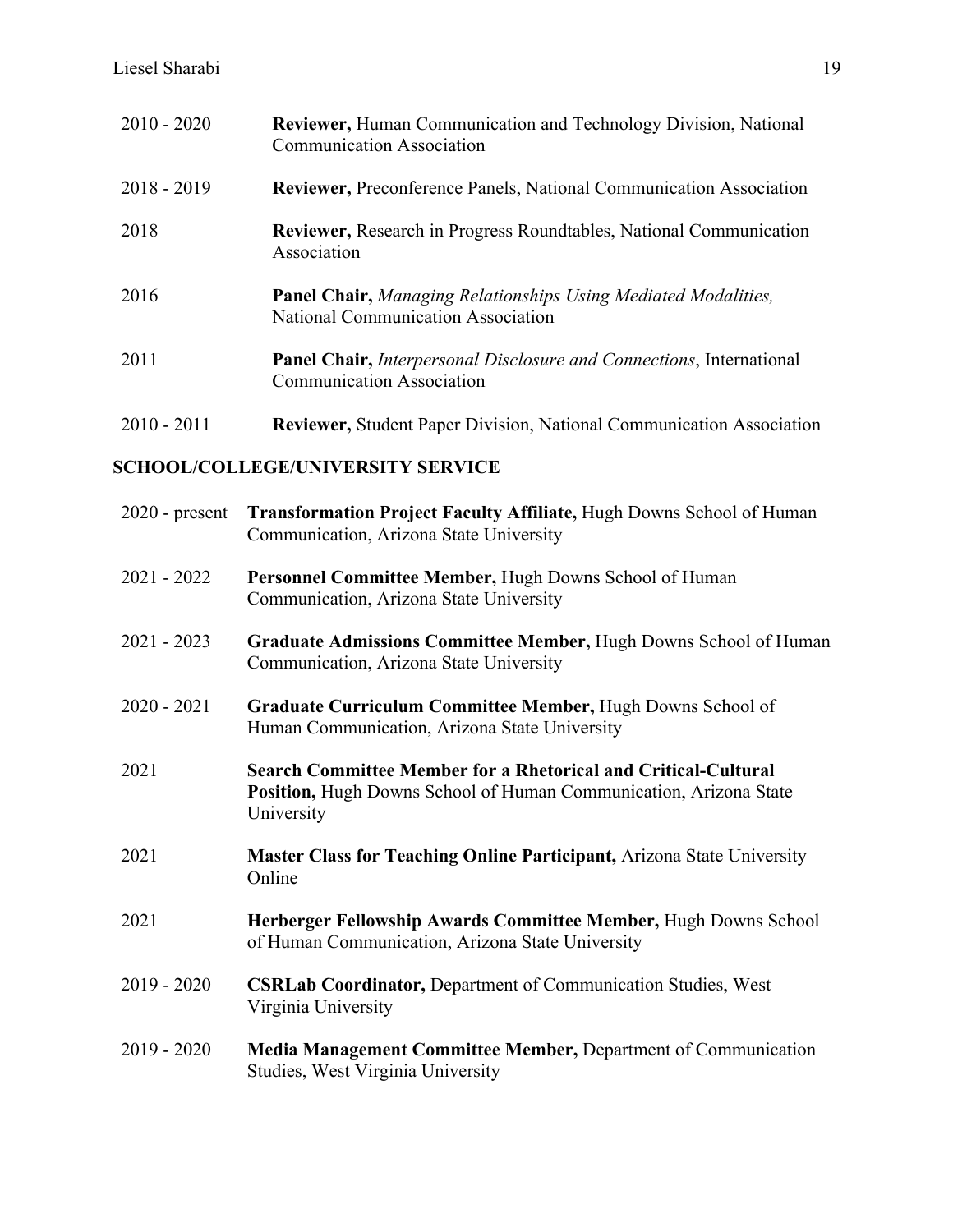2010 - 2020 **Reviewer,** Human Communication and Technology Division, National Communication Association

2018 - 2019 **Reviewer,** Preconference Panels, National Communication Association

2018 **Reviewer,** Research in Progress Roundtables, National Communication Association

2016 **Panel Chair,** *Managing Relationships Using Mediated Modalities,* National Communication Association

2011 **Panel Chair,** *Interpersonal Disclosure and Connections*, International Communication Association

2010 - 2011 **Reviewer,** Student Paper Division, National Communication Association

## SCHOOL/COLLEGE/UNIVERSITY SERVICE

2020 - present **Transformation Project Faculty Affiliate,** Hugh Downs School of Human Communication, Arizona State University

2021 - 2022 **Personnel Committee Member,** Hugh Downs School of Human Communication, Arizona State University

2021 - 2023 **Graduate Admissions Committee Member,** Hugh Downs School of Human Communication, Arizona State University

2020 - 2021 **Graduate Curriculum Committee Member,** Hugh Downs School of Human Communication, Arizona State University

2021 **Search Committee Member for a Rhetorical and Critical-Cultural Position,** Hugh Downs School of Human Communication, Arizona State University

2021 **Master Class for Teaching Online Participant,** Arizona State University Online

2021 **Herberger Fellowship Awards Committee Member,** Hugh Downs School of Human Communication, Arizona State University

2019 - 2020 **CSRLab Coordinator,** Department of Communication Studies, West Virginia University

2019 - 2020 **Media Management Committee Member,** Department of Communication Studies, West Virginia University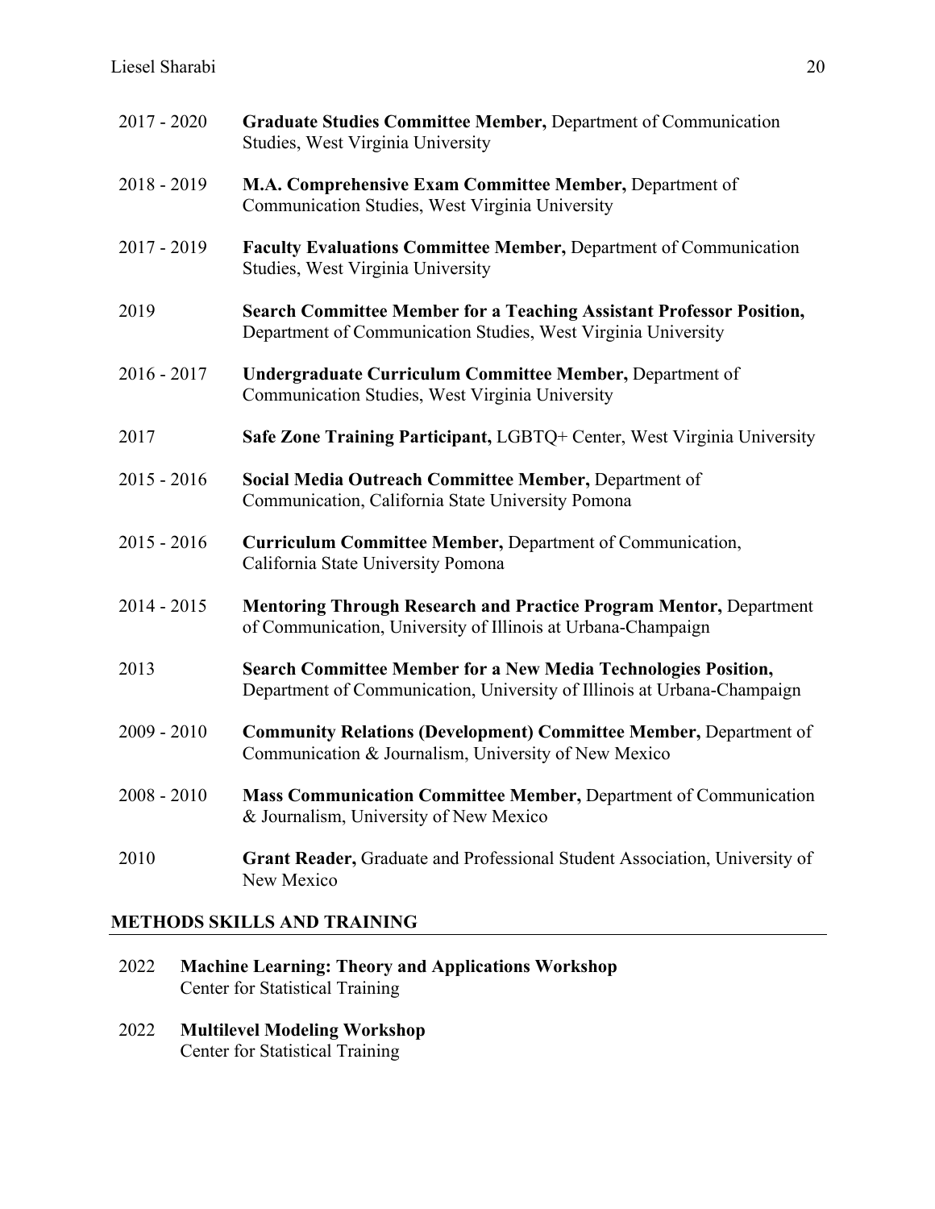2017 - 2020 **Graduate Studies Committee Member,** Department of Communication Studies, West Virginia University

2018 - 2019 **M.A. Comprehensive Exam Committee Member,** Department of Communication Studies, West Virginia University

2017 - 2019 **Faculty Evaluations Committee Member,** Department of Communication Studies, West Virginia University

2019 **Search Committee Member for a Teaching Assistant Professor Position,** Department of Communication Studies, West Virginia University

2016 - 2017 **Undergraduate Curriculum Committee Member,** Department of Communication Studies, West Virginia University

2017 **Safe Zone Training Participant,** LGBTQ+ Center, West Virginia University

2015 - 2016 **Social Media Outreach Committee Member,** Department of Communication, California State University Pomona

2015 - 2016 **Curriculum Committee Member,** Department of Communication, California State University Pomona

2014 - 2015 **Mentoring Through Research and Practice Program Mentor,** Department of Communication, University of Illinois at Urbana-Champaign

2013 **Search Committee Member for a New Media Technologies Position,** Department of Communication, University of Illinois at Urbana-Champaign

2009 - 2010 **Community Relations (Development) Committee Member,** Department of Communication & Journalism, University of New Mexico

2008 - 2010 **Mass Communication Committee Member,** Department of Communication & Journalism, University of New Mexico

2010 **Grant Reader,** Graduate and Professional Student Association, University of New Mexico

## METHODS SKILLS AND TRAINING

2022 **Machine Learning: Theory and Applications Workshop**
Center for Statistical Training

2022 **Multilevel Modeling Workshop**
Center for Statistical Training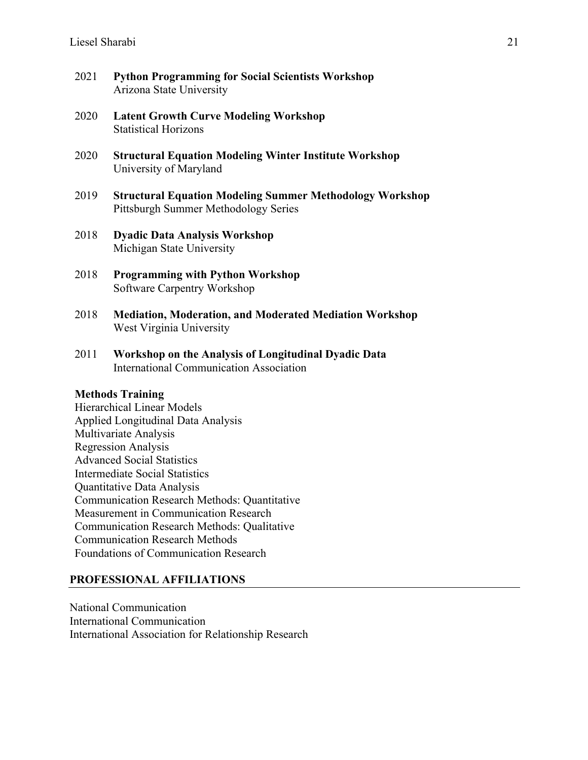2021 **Python Programming for Social Scientists Workshop**
Arizona State University

2020 **Latent Growth Curve Modeling Workshop**
Statistical Horizons

2020 **Structural Equation Modeling Winter Institute Workshop**
University of Maryland

2019 **Structural Equation Modeling Summer Methodology Workshop**
Pittsburgh Summer Methodology Series

2018 **Dyadic Data Analysis Workshop**
Michigan State University

2018 **Programming with Python Workshop**
Software Carpentry Workshop

2018 **Mediation, Moderation, and Moderated Mediation Workshop**
West Virginia University

2011 **Workshop on the Analysis of Longitudinal Dyadic Data**
International Communication Association

**Methods Training**

Hierarchical Linear Models
Applied Longitudinal Data Analysis
Multivariate Analysis
Regression Analysis
Advanced Social Statistics
Intermediate Social Statistics
Quantitative Data Analysis
Communication Research Methods: Quantitative
Measurement in Communication Research
Communication Research Methods: Qualitative
Communication Research Methods
Foundations of Communication Research

## PROFESSIONAL AFFILIATIONS

National Communication
International Communication
International Association for Relationship Research